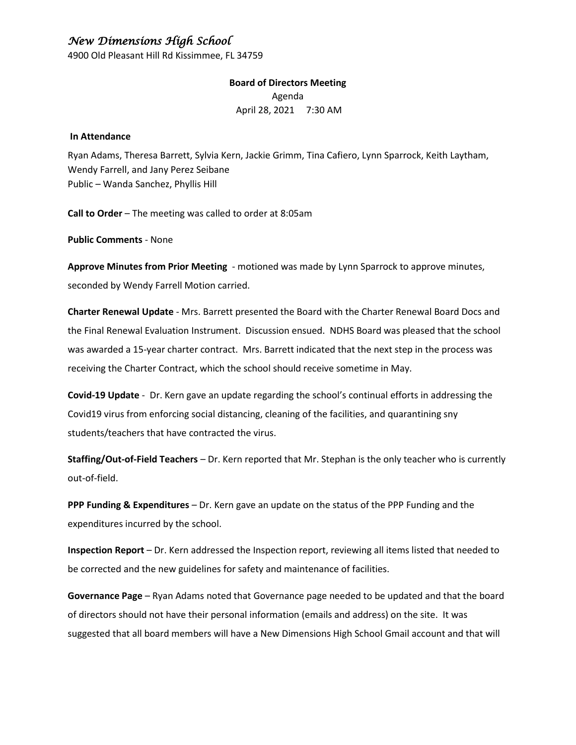# *New Dimensions High School*

4900 Old Pleasant Hill Rd Kissimmee, FL 34759

**Board of Directors Meeting**

Agenda

April 28, 2021 7:30 AM

**In Attendance**

Ryan Adams, Theresa Barrett, Sylvia Kern, Jackie Grimm, Tina Cafiero, Lynn Sparrock, Keith Laytham, Wendy Farrell, and Jany Perez Seibane

Public – Wanda Sanchez, Phyllis Hill

**Call to Order** – The meeting was called to order at 8:05am

**Public Comments** - None

**Approve Minutes from Prior Meeting** - motioned was made by Lynn Sparrock to approve minutes, seconded by Wendy Farrell Motion carried.

**Charter Renewal Update** - Mrs. Barrett presented the Board with the Charter Renewal Board Docs and the Final Renewal Evaluation Instrument. Discussion ensued. NDHS Board was pleased that the school was awarded a 15-year charter contract. Mrs. Barrett indicated that the next step in the process was receiving the Charter Contract, which the school should receive sometime in May.

**Covid-19 Update** - Dr. Kern gave an update regarding the school's continual efforts in addressing the Covid19 virus from enforcing social distancing, cleaning of the facilities, and quarantining sny students/teachers that have contracted the virus.

**Staffing/Out-of-Field Teachers** – Dr. Kern reported that Mr. Stephan is the only teacher who is currently out-of-field.

**PPP Funding & Expenditures** – Dr. Kern gave an update on the status of the PPP Funding and the expenditures incurred by the school.

**Inspection Report** – Dr. Kern addressed the Inspection report, reviewing all items listed that needed to be corrected and the new guidelines for safety and maintenance of facilities.

**Governance Page** – Ryan Adams noted that Governance page needed to be updated and that the board of directors should not have their personal information (emails and address) on the site. It was suggested that all board members will have a New Dimensions High School Gmail account and that will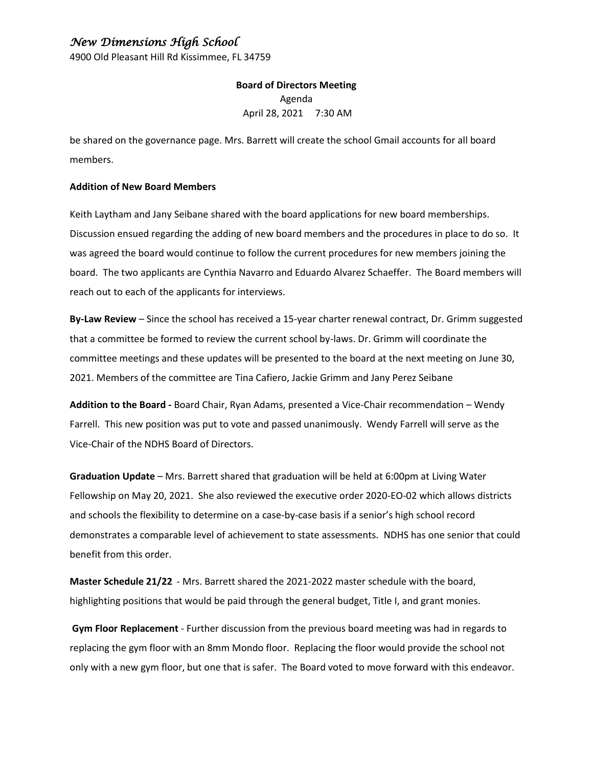be shared on the governance page. Mrs. Barrett will create the school Gmail accounts for all board members.

**Addition of New Board Members**

Keith Laytham and Jany Seibane shared with the board applications for new board memberships. Discussion ensued regarding the adding of new board members and the procedures in place to do so. It was agreed the board would continue to follow the current procedures for new members joining the board. The two applicants are Cynthia Navarro and Eduardo Alvarez Schaeffer. The Board members will reach out to each of the applicants for interviews.

**By-Law Review** – Since the school has received a 15-year charter renewal contract, Dr. Grimm suggested that a committee be formed to review the current school by-laws. Dr. Grimm will coordinate the committee meetings and these updates will be presented to the board at the next meeting on June 30, 2021. Members of the committee are Tina Cafiero, Jackie Grimm and Jany Perez Seibane

**Addition to the Board -** Board Chair, Ryan Adams, presented a Vice-Chair recommendation – Wendy Farrell. This new position was put to vote and passed unanimously. Wendy Farrell will serve as the Vice-Chair of the NDHS Board of Directors.

**Graduation Update** – Mrs. Barrett shared that graduation will be held at 6:00pm at Living Water Fellowship on May 20, 2021. She also reviewed the executive order 2020-EO-02 which allows districts and schools the flexibility to determine on a case-by-case basis if a senior's high school record demonstrates a comparable level of achievement to state assessments. NDHS has one senior that could benefit from this order.

**Master Schedule 21/22** - Mrs. Barrett shared the 2021-2022 master schedule with the board, highlighting positions that would be paid through the general budget, Title I, and grant monies.

**Gym Floor Replacement** - Further discussion from the previous board meeting was had in regards to replacing the gym floor with an 8mm Mondo floor. Replacing the floor would provide the school not only with a new gym floor, but one that is safer. The Board voted to move forward with this endeavor.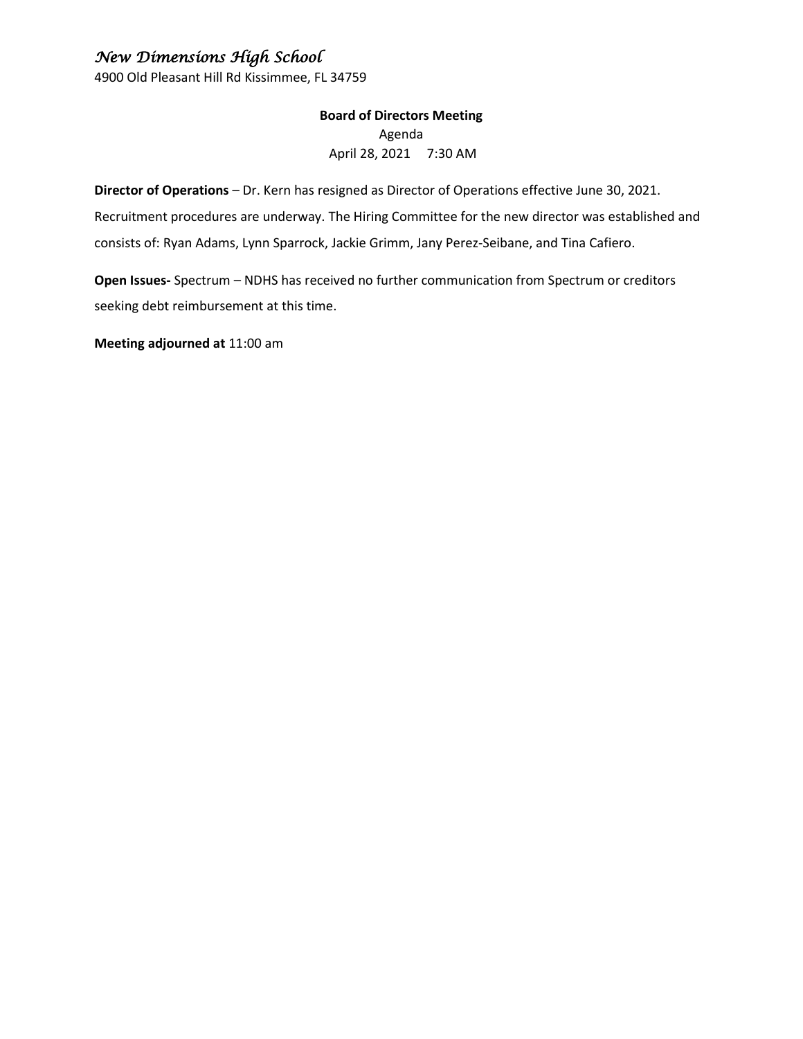*New Dimensions High School*

4900 Old Pleasant Hill Rd Kissimmee, FL 34759

**Board of Directors Meeting**

Agenda

April 28, 2021 7:30 AM

**Director of Operations** – Dr. Kern has resigned as Director of Operations effective June 30, 2021. Recruitment procedures are underway. The Hiring Committee for the new director was established and consists of: Ryan Adams, Lynn Sparrock, Jackie Grimm, Jany Perez-Seibane, and Tina Cafiero.

**Open Issues-** Spectrum – NDHS has received no further communication from Spectrum or creditors seeking debt reimbursement at this time.

**Meeting adjourned at** 11:00 am